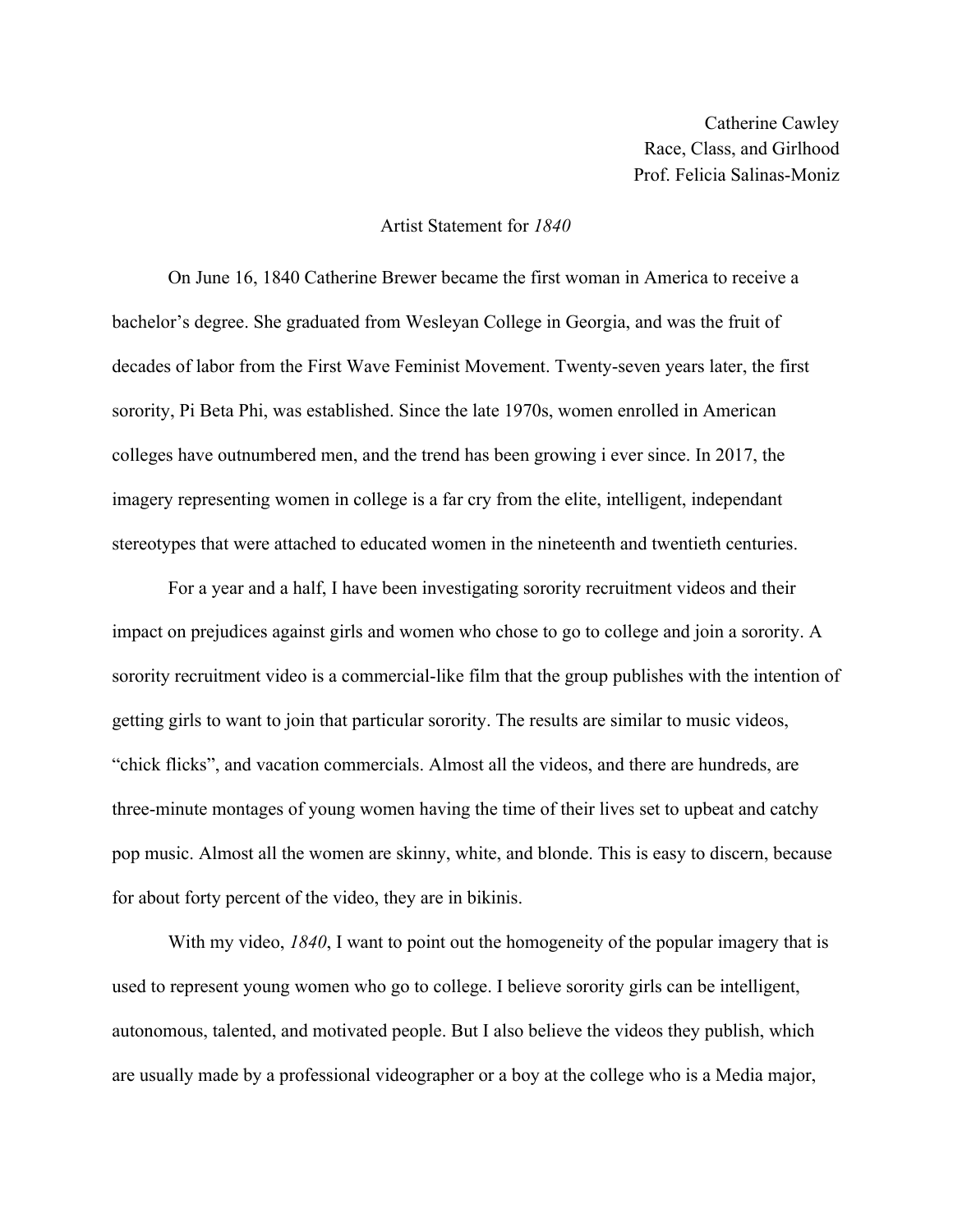Catherine Cawley
Race, Class, and Girlhood
Prof. Felicia Salinas-Moniz

# Artist Statement for *1840*

On June 16, 1840 Catherine Brewer became the first woman in America to receive a bachelor's degree. She graduated from Wesleyan College in Georgia, and was the fruit of decades of labor from the First Wave Feminist Movement. Twenty-seven years later, the first sorority, Pi Beta Phi, was established. Since the late 1970s, women enrolled in American colleges have outnumbered men, and the trend has been growing i ever since. In 2017, the imagery representing women in college is a far cry from the elite, intelligent, independant stereotypes that were attached to educated women in the nineteenth and twentieth centuries.

For a year and a half, I have been investigating sorority recruitment videos and their impact on prejudices against girls and women who chose to go to college and join a sorority. A sorority recruitment video is a commercial-like film that the group publishes with the intention of getting girls to want to join that particular sorority. The results are similar to music videos, "chick flicks", and vacation commercials. Almost all the videos, and there are hundreds, are three-minute montages of young women having the time of their lives set to upbeat and catchy pop music. Almost all the women are skinny, white, and blonde. This is easy to discern, because for about forty percent of the video, they are in bikinis.

With my video, *1840*, I want to point out the homogeneity of the popular imagery that is used to represent young women who go to college. I believe sorority girls can be intelligent, autonomous, talented, and motivated people. But I also believe the videos they publish, which are usually made by a professional videographer or a boy at the college who is a Media major,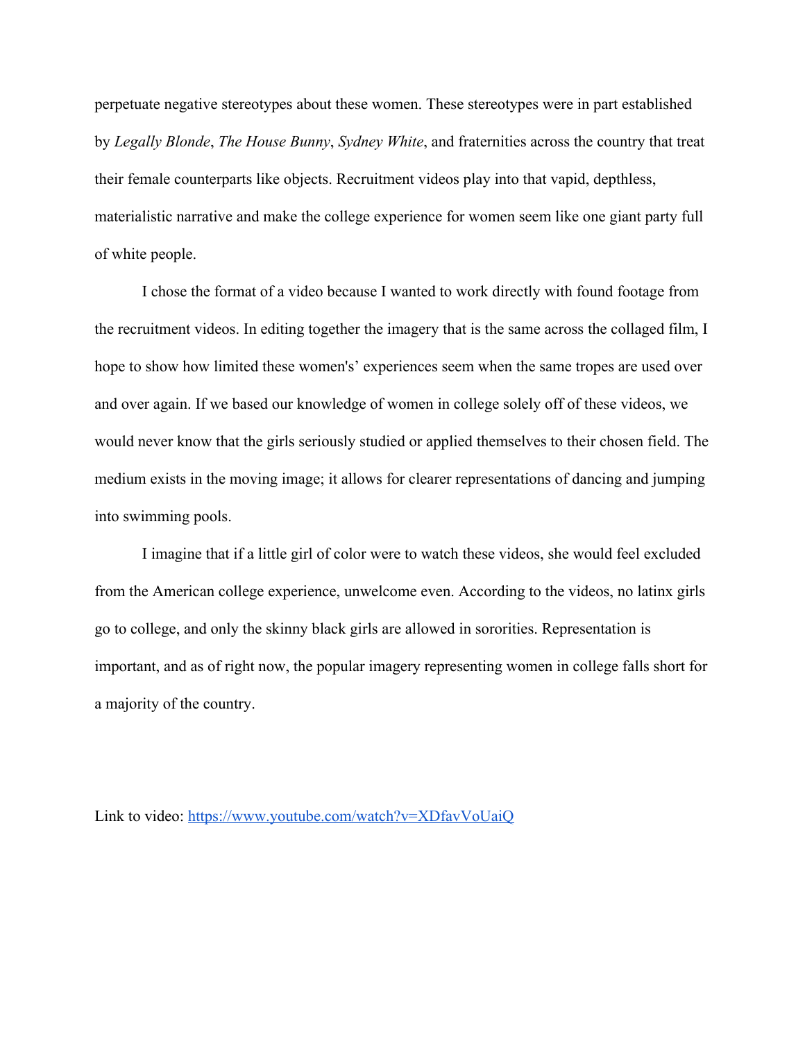perpetuate negative stereotypes about these women. These stereotypes were in part established by *Legally Blonde*, *The House Bunny*, *Sydney White*, and fraternities across the country that treat their female counterparts like objects. Recruitment videos play into that vapid, depthless, materialistic narrative and make the college experience for women seem like one giant party full of white people.

I chose the format of a video because I wanted to work directly with found footage from the recruitment videos. In editing together the imagery that is the same across the collaged film, I hope to show how limited these women's' experiences seem when the same tropes are used over and over again. If we based our knowledge of women in college solely off of these videos, we would never know that the girls seriously studied or applied themselves to their chosen field. The medium exists in the moving image; it allows for clearer representations of dancing and jumping into swimming pools.

I imagine that if a little girl of color were to watch these videos, she would feel excluded from the American college experience, unwelcome even. According to the videos, no latinx girls go to college, and only the skinny black girls are allowed in sororities. Representation is important, and as of right now, the popular imagery representing women in college falls short for a majority of the country.

Link to video: [https://www.youtube.com/watch?v=XDfavVoUaiQ](https://www.youtube.com/watch?v=XDfavVoUaiQ)